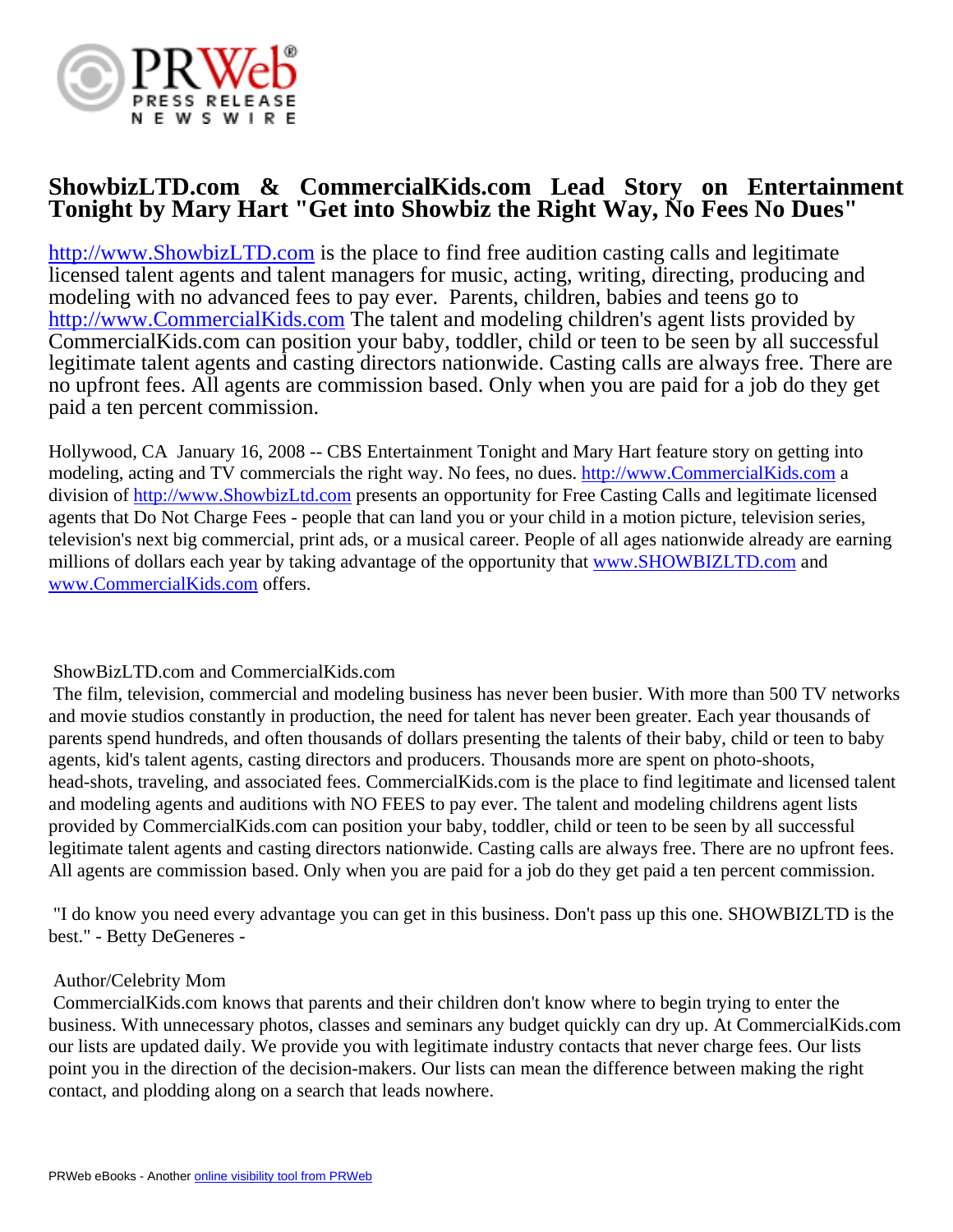# ShowbizLTD.com & CommercialKids.com Lead Story on Entertainment Tonight by Mary Hart "Get into Showbiz the Right Way, No Fees No Dues"

http://www.ShowbizLTD.com is the place to find free audition casting calls and legitimate licensed talent agents and talent managers for music, acting, writing, directing, producing and modeling with no advanced fees to pay ever.  Parents, children, babies and teens go to http://www.CommercialKids.com The talent and modeling children's agent lists provided by CommercialKids.com can position your baby, toddler, child or teen to be seen by all successful legitimate talent agents and casting directors nationwide. Casting calls are always free. There are no upfront fees. All agents are commission based. Only when you are paid for a job do they get paid a ten percent commission.

Hollywood, CA  January 16, 2008 -- CBS Entertainment Tonight and Mary Hart feature story on getting into modeling, acting and TV commercials the right way. No fees, no dues. http://www.CommercialKids.com a division of http://www.ShowbizLtd.com presents an opportunity for Free Casting Calls and legitimate licensed agents that Do Not Charge Fees - people that can land you or your child in a motion picture, television series, television's next big commercial, print ads, or a musical career. People of all ages nationwide already are earning millions of dollars each year by taking advantage of the opportunity that www.SHOWBIZLTD.com and www.CommercialKids.com offers.

ShowBizLTD.com and CommercialKids.com

The film, television, commercial and modeling business has never been busier. With more than 500 TV networks and movie studios constantly in production, the need for talent has never been greater. Each year thousands of parents spend hundreds, and often thousands of dollars presenting the talents of their baby, child or teen to baby agents, kid's talent agents, casting directors and producers. Thousands more are spent on photo-shoots, head-shots, traveling, and associated fees. CommercialKids.com is the place to find legitimate and licensed talent and modeling agents and auditions with NO FEES to pay ever. The talent and modeling childrens agent lists provided by CommercialKids.com can position your baby, toddler, child or teen to be seen by all successful legitimate talent agents and casting directors nationwide. Casting calls are always free. There are no upfront fees. All agents are commission based. Only when you are paid for a job do they get paid a ten percent commission.

"I do know you need every advantage you can get in this business. Don't pass up this one. SHOWBIZLTD is the best." - Betty DeGeneres -

Author/Celebrity Mom

CommercialKids.com knows that parents and their children don't know where to begin trying to enter the business. With unnecessary photos, classes and seminars any budget quickly can dry up. At CommercialKids.com our lists are updated daily. We provide you with legitimate industry contacts that never charge fees. Our lists point you in the direction of the decision-makers. Our lists can mean the difference between making the right contact, and plodding along on a search that leads nowhere.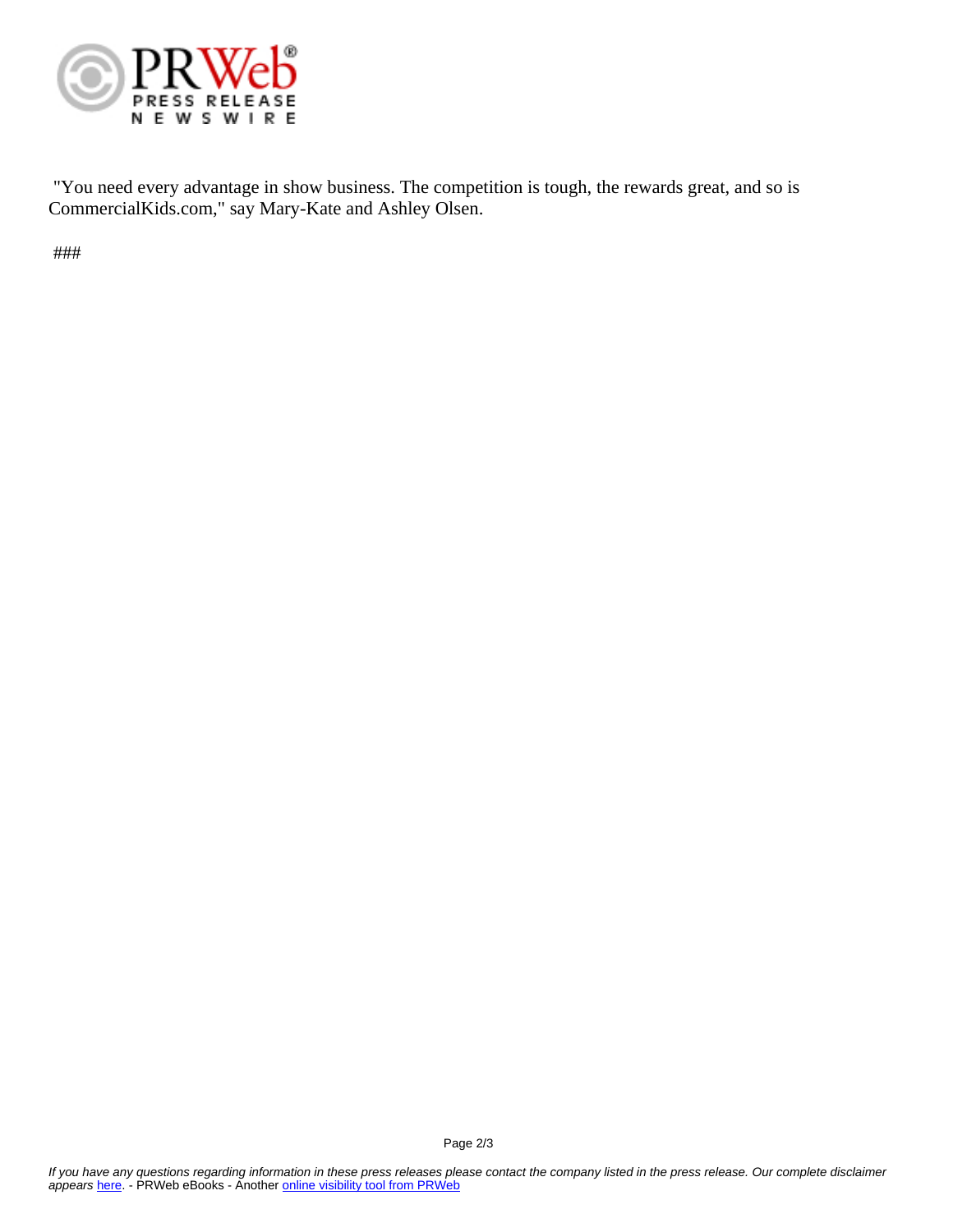"You need every advantage in show business. The competition is tough, the rewards great, and so is CommercialKids.com," say Mary-Kate and Ashley Olsen.

###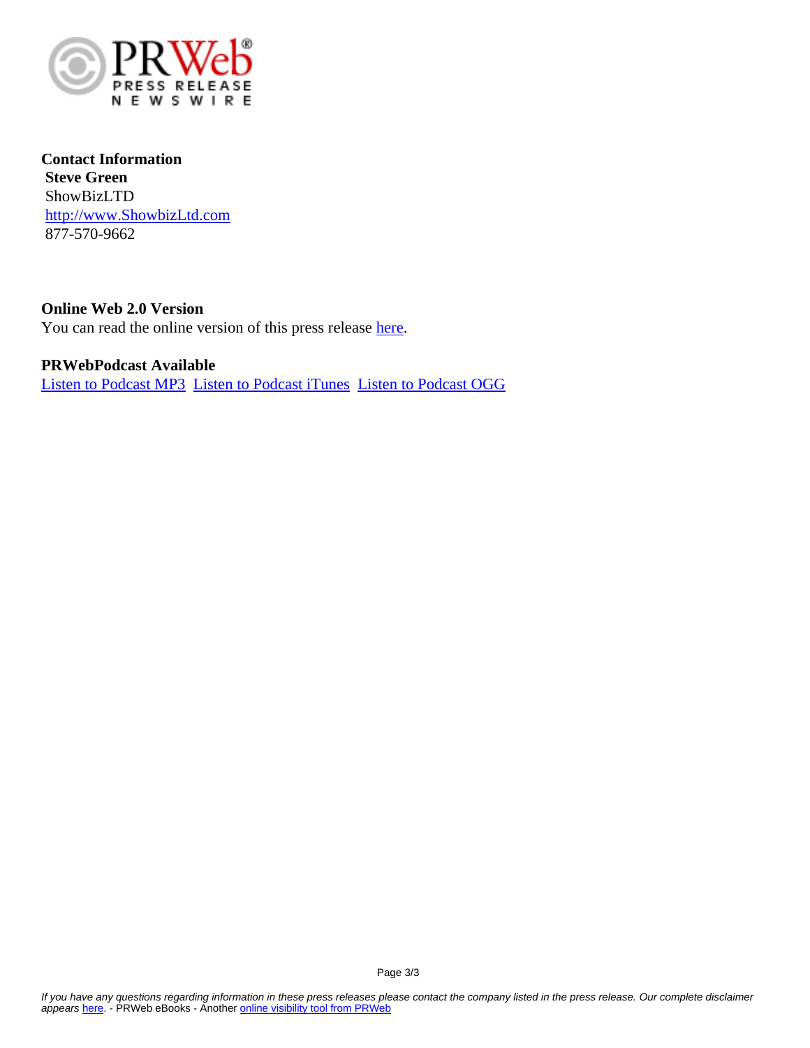**Contact Information**
**Steve Green**
ShowBizLTD
http://www.ShowbizLtd.com
877-570-9662

**Online Web 2.0 Version**
You can read the online version of this press release here.

**PRWebPodcast Available**
Listen to Podcast MP3  Listen to Podcast iTunes  Listen to Podcast OGG

*If you have any questions regarding information in these press releases please contact the company listed in the press release. Our complete disclaimer appears here.* - PRWeb eBooks - Another online visibility tool from PRWeb